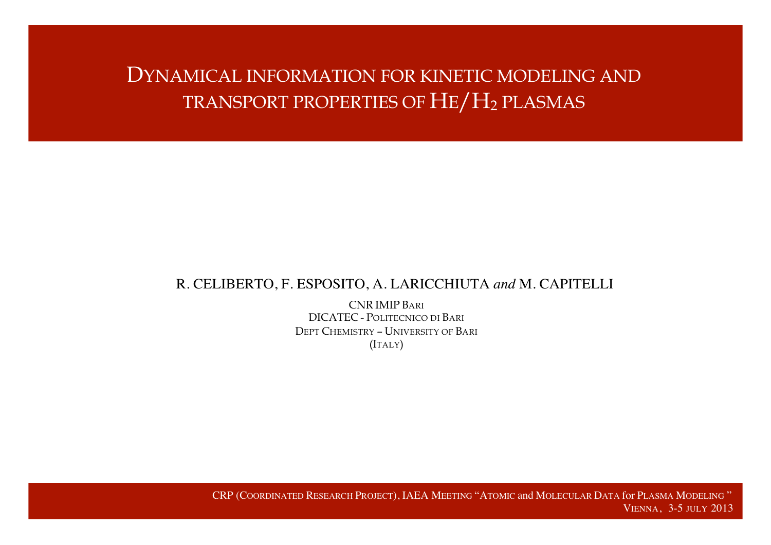# Dynamical information for kinetic modeling and transport properties of $He/H_2$ plasmas

R. CELIBERTO, F. ESPOSITO, A. LARICCHIUTA *and* M. CAPITELLI

CNR IMIP BARI
DICATEC - POLITECNICO DI BARI
DEPT CHEMISTRY – UNIVERSITY OF BARI
(ITALY)

CRP (COORDINATED RESEARCH PROJECT), IAEA MEETING "ATOMIC and MOLECULAR DATA for PLASMA MODELING"
VIENNA, 3-5 JULY 2013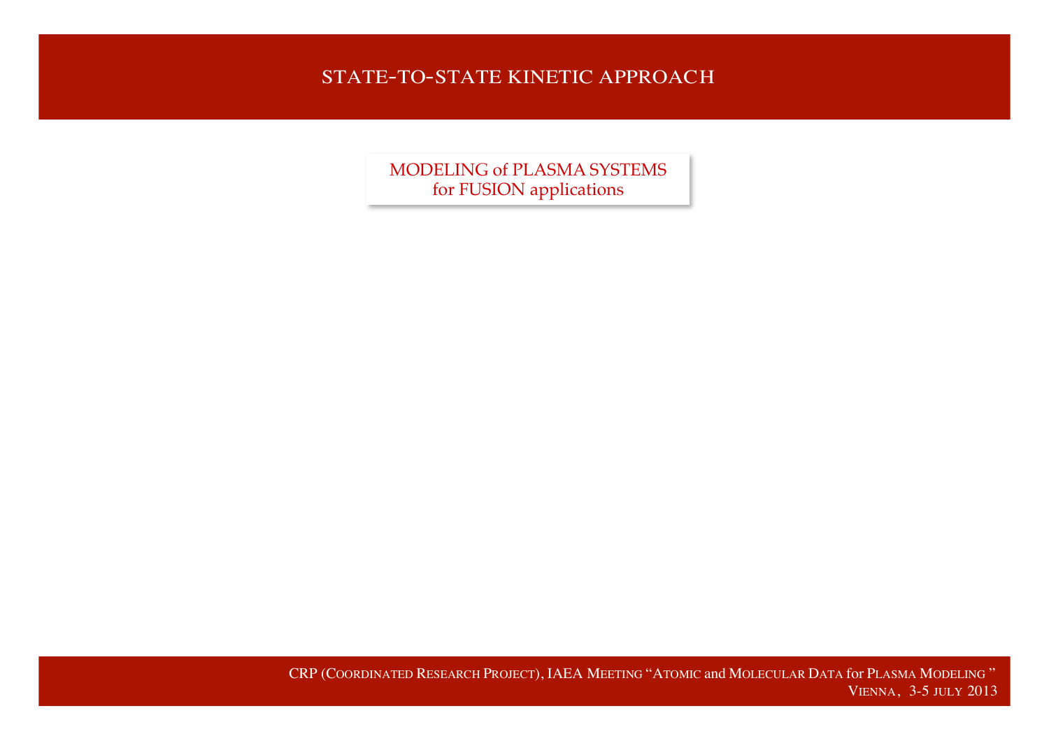# STATE-TO-STATE KINETIC APPROACH

MODELING of PLASMA SYSTEMS
for FUSION applications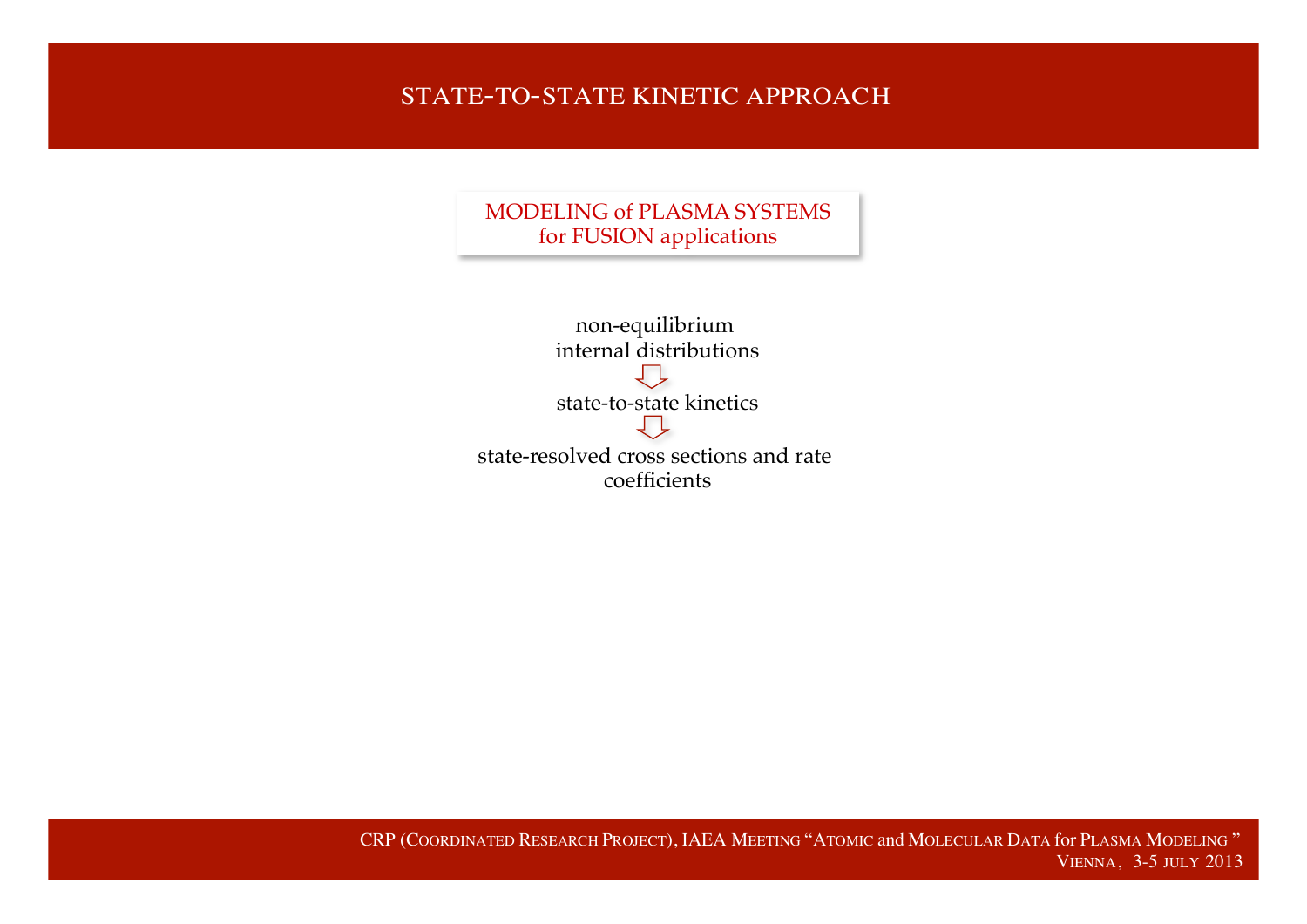# STATE-TO-STATE KINETIC APPROACH

MODELING of PLASMA SYSTEMS
for FUSION applications

non-equilibrium
internal distributions

⇩

state-to-state kinetics

⇩

state-resolved cross sections and rate coefficients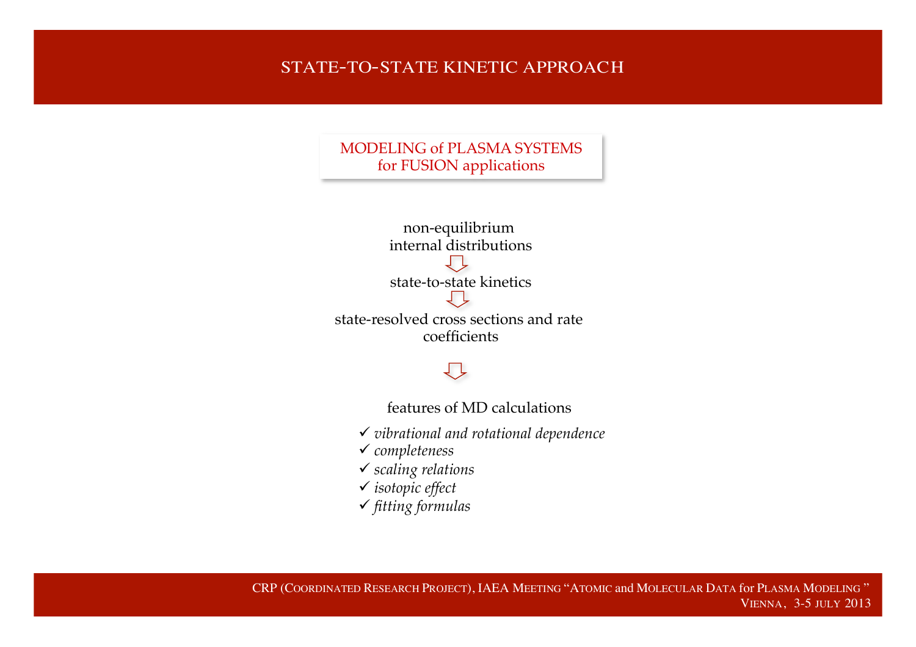# STATE-TO-STATE KINETIC APPROACH

**MODELING of PLASMA SYSTEMS for FUSION applications**

non-equilibrium internal distributions

⇩

state-to-state kinetics

⇩

state-resolved cross sections and rate coefficients

⇩

features of MD calculations

- ✓ *vibrational and rotational dependence*
- ✓ *completeness*
- ✓ *scaling relations*
- ✓ *isotopic effect*
- ✓ *fitting formulas*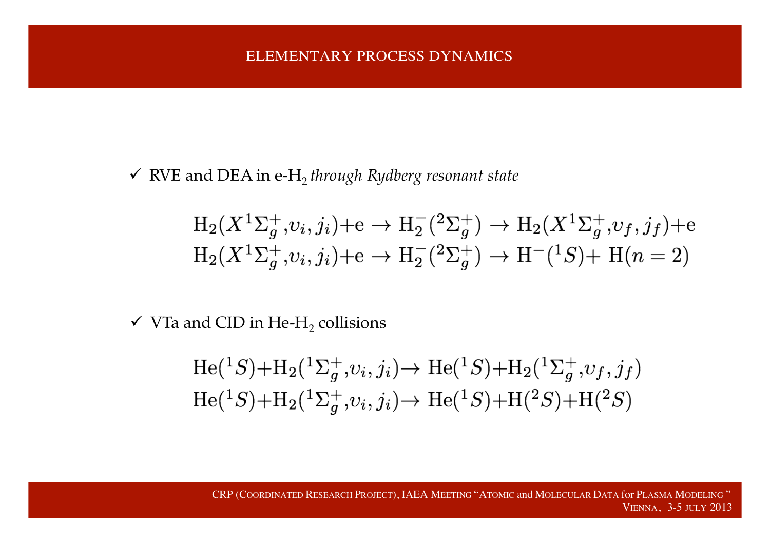# ELEMENTARY PROCESS DYNAMICS

✓ RVE and DEA in e-$H_2$ *through Rydberg resonant state*

$$\mathrm{H}_2(X^1\Sigma_g^+, v_i, j_i) + \mathrm{e} \rightarrow \mathrm{H}_2^-(^2\Sigma_g^+) \rightarrow \mathrm{H}_2(X^1\Sigma_g^+, v_f, j_f) + \mathrm{e}$$
$$\mathrm{H}_2(X^1\Sigma_g^+, v_i, j_i) + \mathrm{e} \rightarrow \mathrm{H}_2^-(^2\Sigma_g^+) \rightarrow \mathrm{H}^-(^1S) + \mathrm{H}(n=2)$$

✓ VTa and CID in He-$H_2$ collisions

$$\mathrm{He}(^1S) + \mathrm{H}_2(^1\Sigma_g^+, v_i, j_i) \rightarrow \mathrm{He}(^1S) + \mathrm{H}_2(^1\Sigma_g^+, v_f, j_f)$$
$$\mathrm{He}(^1S) + \mathrm{H}_2(^1\Sigma_g^+, v_i, j_i) \rightarrow \mathrm{He}(^1S) + \mathrm{H}(^2S) + \mathrm{H}(^2S)$$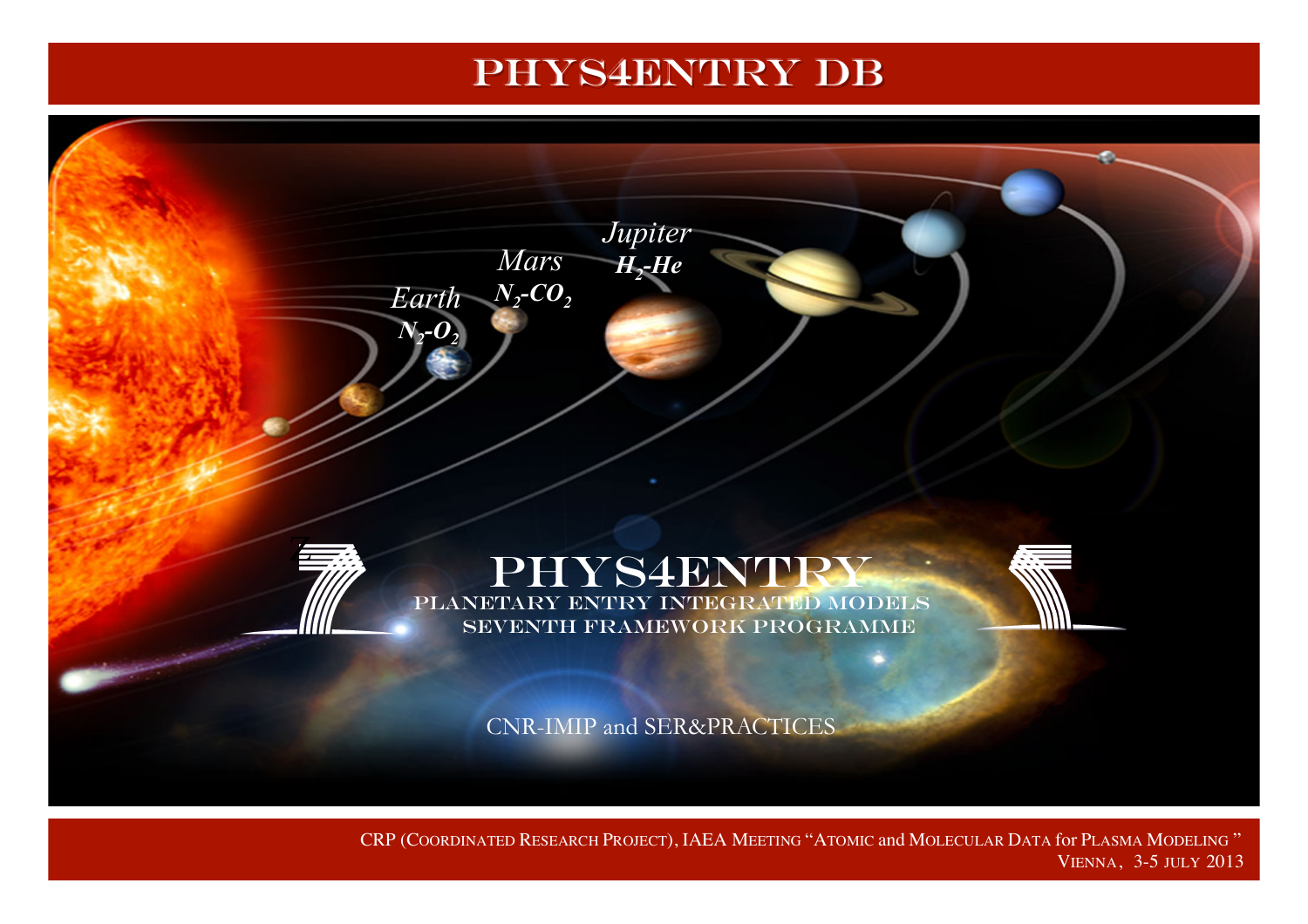# PHYS4ENTRY DB

Earth $N_2$-$O_2$

Mars $N_2$-$CO_2$

Jupiter $H_2$-$He$

PHYS4ENTRY

PLANETARY ENTRY INTEGRATED MODELS

SEVENTH FRAMEWORK PROGRAMME

CNR-IMIP and SER&PRACTICES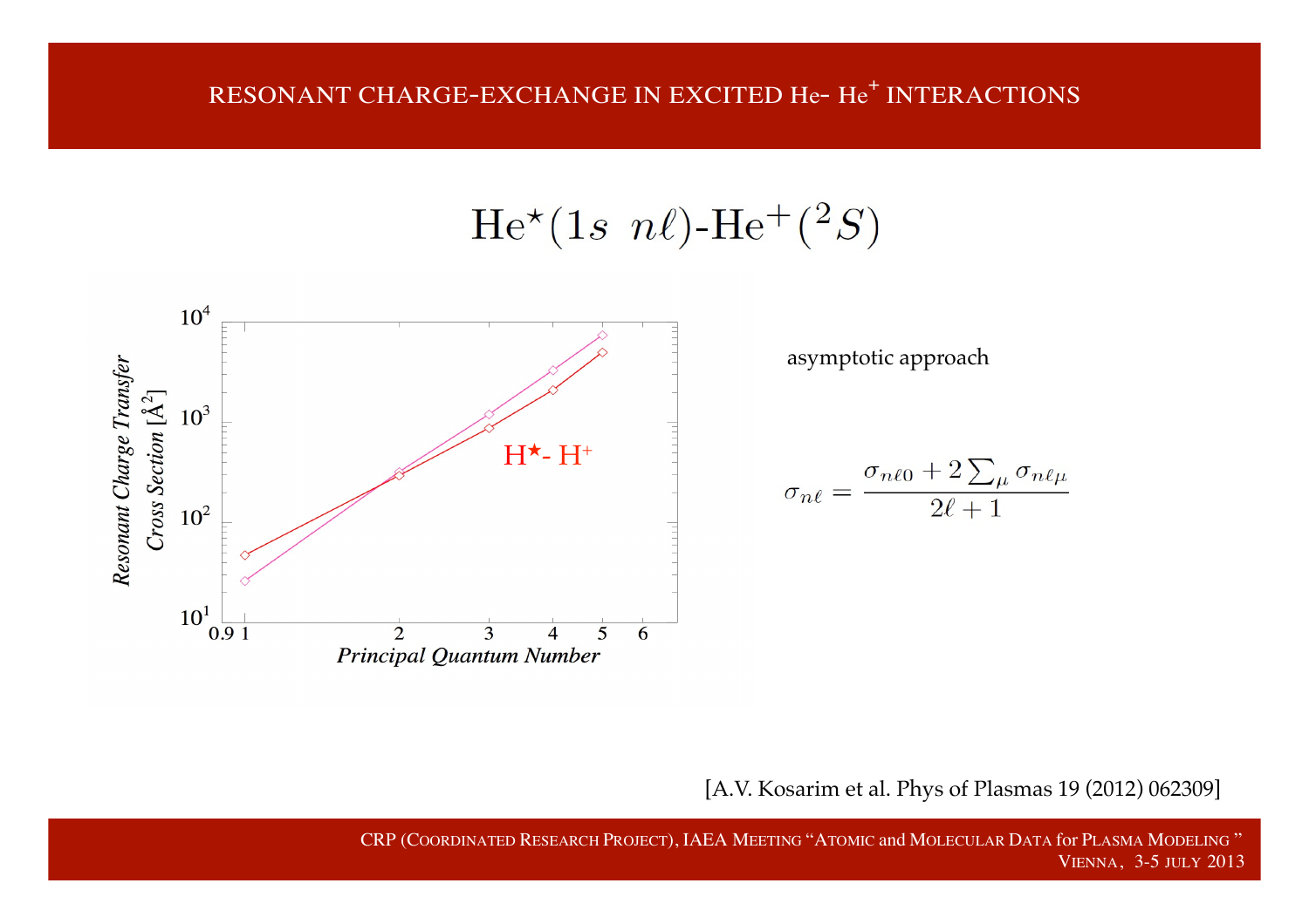# RESONANT CHARGE-EXCHANGE IN EXCITED He- $He^+$ INTERACTIONS

$$\mathrm{He}^{\star}(1s\ \ n\ell)\text{-}\mathrm{He}^{+}(^{2}S)$$

Resonant Charge Transfer Cross Section [Å$^2$]

$10^4$

$10^3$

$10^2$

$10^1$

0.9 1 2 3 4 5 6

Principal Quantum Number

$H^{\star}$- $H^+$

asymptotic approach

$$\sigma_{n\ell} = \frac{\sigma_{n\ell 0} + 2\sum_{\mu} \sigma_{n\ell\mu}}{2\ell + 1}$$

[A.V. Kosarim et al. Phys of Plasmas 19 (2012) 062309]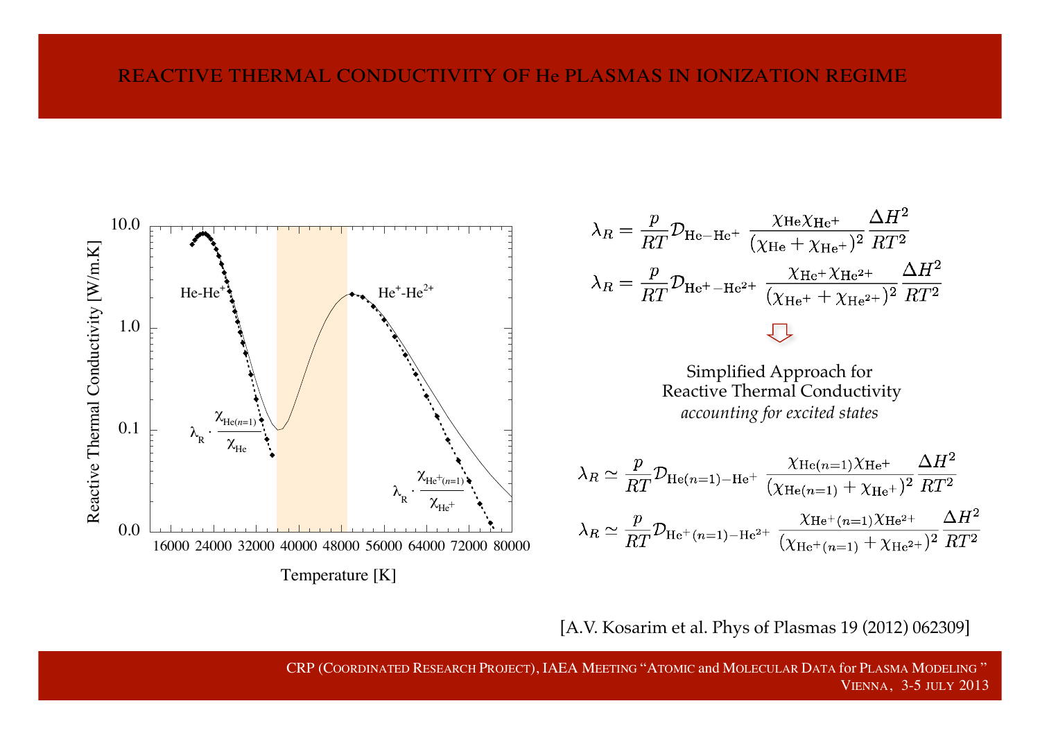# REACTIVE THERMAL CONDUCTIVITY OF He PLASMAS IN IONIZATION REGIME

10.0
1.0
0.1
0.0

Reactive Thermal Conductivity [W/m.K]

16000 24000 32000 40000 48000 56000 64000 72000 80000

Temperature [K]

He-He$^+$

He$^+$-He$^{2+}$

$\lambda_R \cdot \frac{\chi_{He(n=1)}}{\chi_{He}}$

$\lambda_R \cdot \frac{\chi_{He^+(n=1)}}{\chi_{He^+}}$

$$\lambda_R = \frac{p}{RT}\mathcal{D}_{\mathrm{He-He^+}}\ \frac{\chi_{\mathrm{He}}\chi_{\mathrm{He^+}}}{(\chi_{\mathrm{He}}+\chi_{\mathrm{He^+}})^2}\frac{\Delta H^2}{RT^2}$$

$$\lambda_R = \frac{p}{RT}\mathcal{D}_{\mathrm{He^+-He^{2+}}}\ \frac{\chi_{\mathrm{He^+}}\chi_{\mathrm{He^{2+}}}}{(\chi_{\mathrm{He^+}}+\chi_{\mathrm{He^{2+}}})^2}\frac{\Delta H^2}{RT^2}$$

Simplified Approach for
Reactive Thermal Conductivity
*accounting for excited states*

$$\lambda_R \simeq \frac{p}{RT}\mathcal{D}_{\mathrm{He}(n=1)-\mathrm{He^+}}\ \frac{\chi_{\mathrm{He}(n=1)}\chi_{\mathrm{He^+}}}{(\chi_{\mathrm{He}(n=1)}+\chi_{\mathrm{He^+}})^2}\frac{\Delta H^2}{RT^2}$$

$$\lambda_R \simeq \frac{p}{RT}\mathcal{D}_{\mathrm{He^+}(n=1)-\mathrm{He^{2+}}}\ \frac{\chi_{\mathrm{He^+}(n=1)}\chi_{\mathrm{He^{2+}}}}{(\chi_{\mathrm{He^+}(n=1)}+\chi_{\mathrm{He^{2+}}})^2}\frac{\Delta H^2}{RT^2}$$

[A.V. Kosarim et al. Phys of Plasmas 19 (2012) 062309]